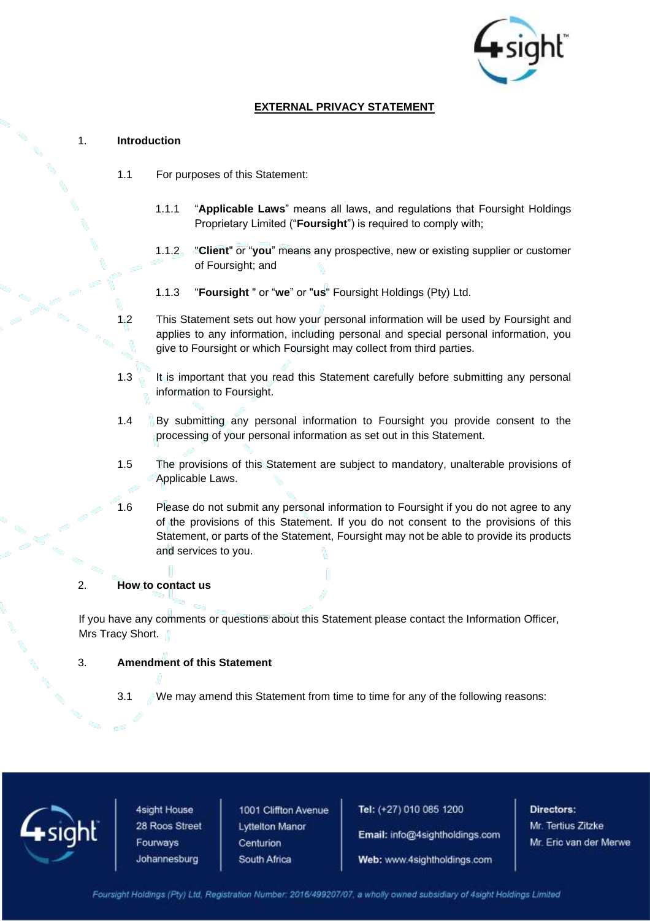# EXTERNAL PRIVACY STATEMENT

## 1. Introduction

1.1 For purposes of this Statement:

1.1.1 "**Applicable Laws**" means all laws, and regulations that Foursight Holdings Proprietary Limited ("**Foursight**") is required to comply with;

1.1.2 "**Client**" or "**you**" means any prospective, new or existing supplier or customer of Foursight; and

1.1.3 "**Foursight** " or "**we**" or "**us**" Foursight Holdings (Pty) Ltd.

1.2 This Statement sets out how your personal information will be used by Foursight and applies to any information, including personal and special personal information, you give to Foursight or which Foursight may collect from third parties.

1.3 It is important that you read this Statement carefully before submitting any personal information to Foursight.

1.4 By submitting any personal information to Foursight you provide consent to the processing of your personal information as set out in this Statement.

1.5 The provisions of this Statement are subject to mandatory, unalterable provisions of Applicable Laws.

1.6 Please do not submit any personal information to Foursight if you do not agree to any of the provisions of this Statement. If you do not consent to the provisions of this Statement, or parts of the Statement, Foursight may not be able to provide its products and services to you.

## 2. How to contact us

If you have any comments or questions about this Statement please contact the Information Officer, Mrs Tracy Short.

## 3. Amendment of this Statement

3.1 We may amend this Statement from time to time for any of the following reasons: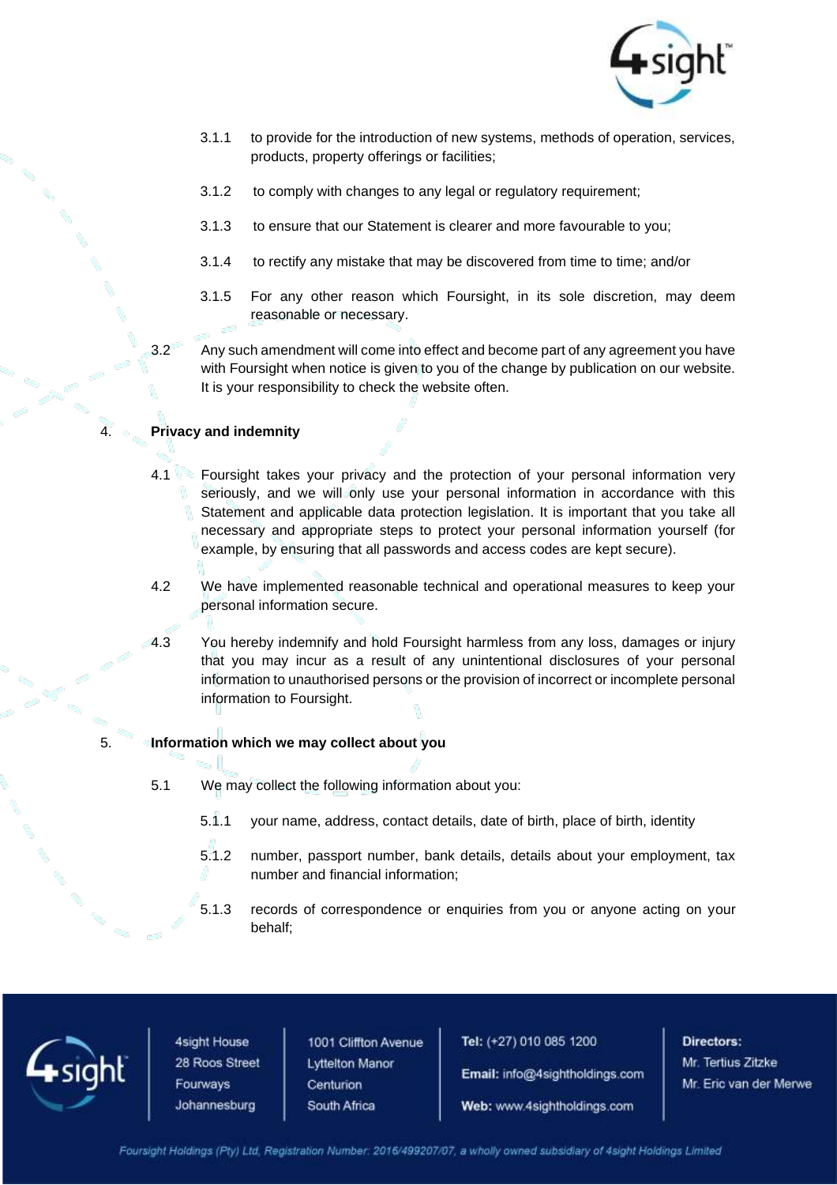3.1.1 to provide for the introduction of new systems, methods of operation, services, products, property offerings or facilities;

3.1.2 to comply with changes to any legal or regulatory requirement;

3.1.3 to ensure that our Statement is clearer and more favourable to you;

3.1.4 to rectify any mistake that may be discovered from time to time; and/or

3.1.5 For any other reason which Foursight, in its sole discretion, may deem reasonable or necessary.

3.2 Any such amendment will come into effect and become part of any agreement you have with Foursight when notice is given to you of the change by publication on our website. It is your responsibility to check the website often.

4. **Privacy and indemnity**

4.1 Foursight takes your privacy and the protection of your personal information very seriously, and we will only use your personal information in accordance with this Statement and applicable data protection legislation. It is important that you take all necessary and appropriate steps to protect your personal information yourself (for example, by ensuring that all passwords and access codes are kept secure).

4.2 We have implemented reasonable technical and operational measures to keep your personal information secure.

4.3 You hereby indemnify and hold Foursight harmless from any loss, damages or injury that you may incur as a result of any unintentional disclosures of your personal information to unauthorised persons or the provision of incorrect or incomplete personal information to Foursight.

5. **Information which we may collect about you**

5.1 We may collect the following information about you:

5.1.1 your name, address, contact details, date of birth, place of birth, identity

5.1.2 number, passport number, bank details, details about your employment, tax number and financial information;

5.1.3 records of correspondence or enquiries from you or anyone acting on your behalf;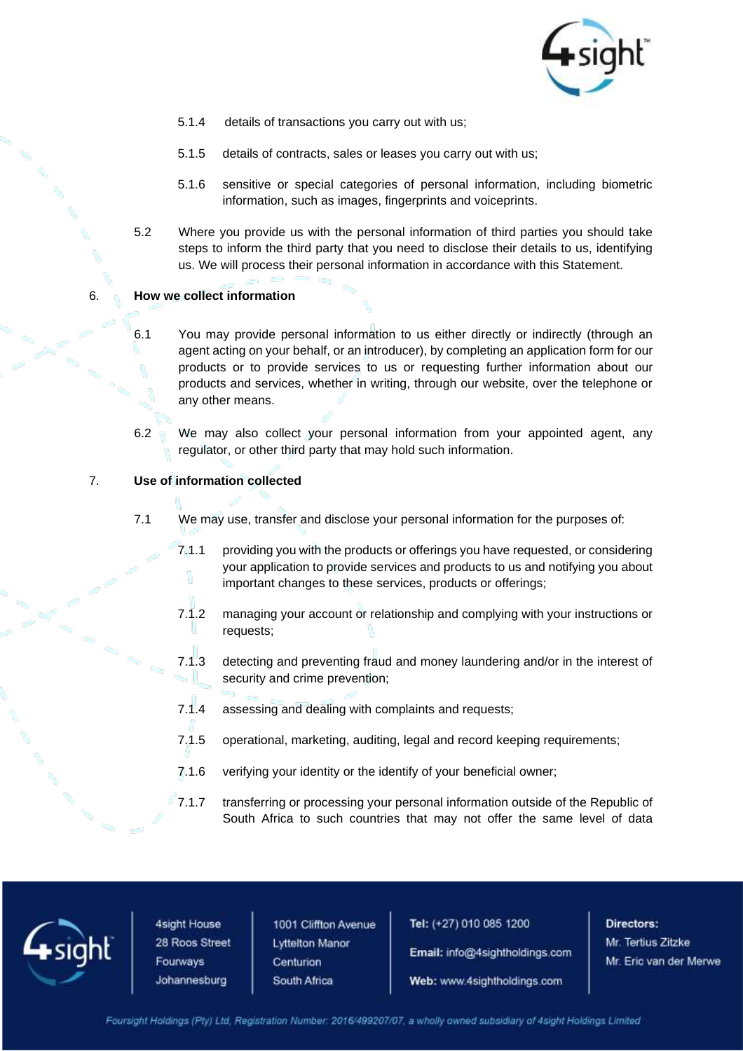5.1.4 details of transactions you carry out with us;

5.1.5 details of contracts, sales or leases you carry out with us;

5.1.6 sensitive or special categories of personal information, including biometric information, such as images, fingerprints and voiceprints.

5.2 Where you provide us with the personal information of third parties you should take steps to inform the third party that you need to disclose their details to us, identifying us. We will process their personal information in accordance with this Statement.

## 6. How we collect information

6.1 You may provide personal information to us either directly or indirectly (through an agent acting on your behalf, or an introducer), by completing an application form for our products or to provide services to us or requesting further information about our products and services, whether in writing, through our website, over the telephone or any other means.

6.2 We may also collect your personal information from your appointed agent, any regulator, or other third party that may hold such information.

## 7. Use of information collected

7.1 We may use, transfer and disclose your personal information for the purposes of:

7.1.1 providing you with the products or offerings you have requested, or considering your application to provide services and products to us and notifying you about important changes to these services, products or offerings;

7.1.2 managing your account or relationship and complying with your instructions or requests;

7.1.3 detecting and preventing fraud and money laundering and/or in the interest of security and crime prevention;

7.1.4 assessing and dealing with complaints and requests;

7.1.5 operational, marketing, auditing, legal and record keeping requirements;

7.1.6 verifying your identity or the identify of your beneficial owner;

7.1.7 transferring or processing your personal information outside of the Republic of South Africa to such countries that may not offer the same level of data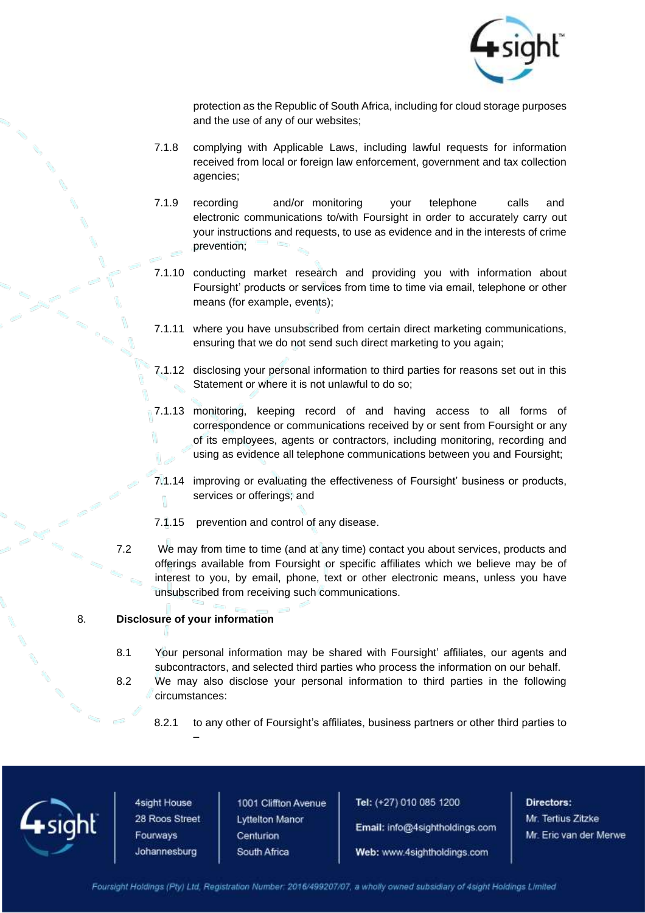protection as the Republic of South Africa, including for cloud storage purposes and the use of any of our websites;

7.1.8 complying with Applicable Laws, including lawful requests for information received from local or foreign law enforcement, government and tax collection agencies;

7.1.9 recording and/or monitoring your telephone calls and electronic communications to/with Foursight in order to accurately carry out your instructions and requests, to use as evidence and in the interests of crime prevention;

7.1.10 conducting market research and providing you with information about Foursight' products or services from time to time via email, telephone or other means (for example, events);

7.1.11 where you have unsubscribed from certain direct marketing communications, ensuring that we do not send such direct marketing to you again;

7.1.12 disclosing your personal information to third parties for reasons set out in this Statement or where it is not unlawful to do so;

7.1.13 monitoring, keeping record of and having access to all forms of correspondence or communications received by or sent from Foursight or any of its employees, agents or contractors, including monitoring, recording and using as evidence all telephone communications between you and Foursight;

7.1.14 improving or evaluating the effectiveness of Foursight' business or products, services or offerings; and

7.1.15 prevention and control of any disease.

7.2 We may from time to time (and at any time) contact you about services, products and offerings available from Foursight or specific affiliates which we believe may be of interest to you, by email, phone, text or other electronic means, unless you have unsubscribed from receiving such communications.

8. **Disclosure of your information**

8.1 Your personal information may be shared with Foursight' affiliates, our agents and subcontractors, and selected third parties who process the information on our behalf.

8.2 We may also disclose your personal information to third parties in the following circumstances:

8.2.1 to any other of Foursight's affiliates, business partners or other third parties to –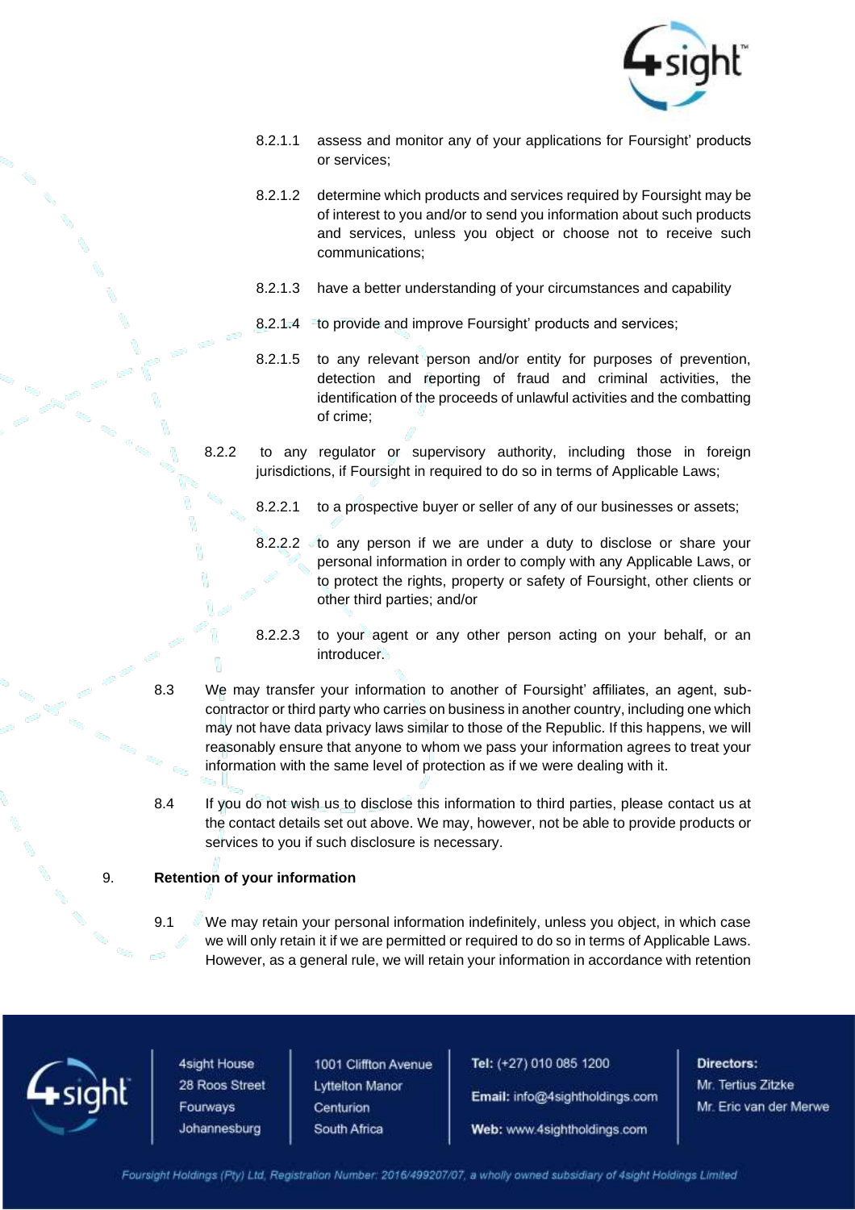8.2.1.1 assess and monitor any of your applications for Foursight' products or services;

8.2.1.2 determine which products and services required by Foursight may be of interest to you and/or to send you information about such products and services, unless you object or choose not to receive such communications;

8.2.1.3 have a better understanding of your circumstances and capability

8.2.1.4 to provide and improve Foursight' products and services;

8.2.1.5 to any relevant person and/or entity for purposes of prevention, detection and reporting of fraud and criminal activities, the identification of the proceeds of unlawful activities and the combatting of crime;

8.2.2 to any regulator or supervisory authority, including those in foreign jurisdictions, if Foursight in required to do so in terms of Applicable Laws;

8.2.2.1 to a prospective buyer or seller of any of our businesses or assets;

8.2.2.2 to any person if we are under a duty to disclose or share your personal information in order to comply with any Applicable Laws, or to protect the rights, property or safety of Foursight, other clients or other third parties; and/or

8.2.2.3 to your agent or any other person acting on your behalf, or an introducer.

8.3 We may transfer your information to another of Foursight' affiliates, an agent, sub-contractor or third party who carries on business in another country, including one which may not have data privacy laws similar to those of the Republic. If this happens, we will reasonably ensure that anyone to whom we pass your information agrees to treat your information with the same level of protection as if we were dealing with it.

8.4 If you do not wish us to disclose this information to third parties, please contact us at the contact details set out above. We may, however, not be able to provide products or services to you if such disclosure is necessary.

## 9. Retention of your information

9.1 We may retain your personal information indefinitely, unless you object, in which case we will only retain it if we are permitted or required to do so in terms of Applicable Laws. However, as a general rule, we will retain your information in accordance with retention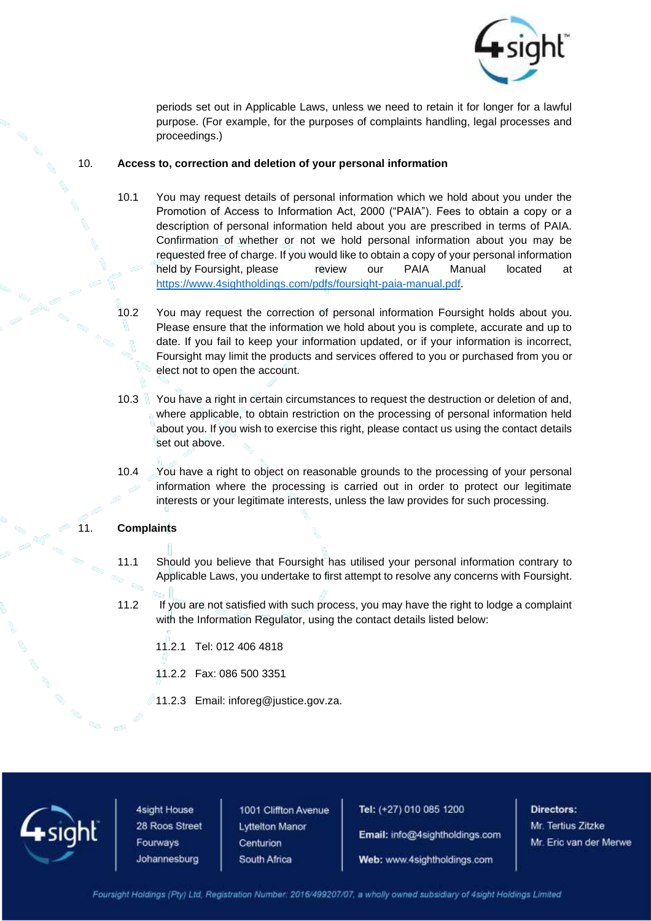periods set out in Applicable Laws, unless we need to retain it for longer for a lawful purpose. (For example, for the purposes of complaints handling, legal processes and proceedings.)

## 10. Access to, correction and deletion of your personal information

10.1 You may request details of personal information which we hold about you under the Promotion of Access to Information Act, 2000 ("PAIA"). Fees to obtain a copy or a description of personal information held about you are prescribed in terms of PAIA. Confirmation of whether or not we hold personal information about you may be requested free of charge. If you would like to obtain a copy of your personal information held by Foursight, please review our PAIA Manual located at [https://www.4sightholdings.com/pdfs/foursight-paia-manual.pdf](https://www.4sightholdings.com/pdfs/foursight-paia-manual.pdf).

10.2 You may request the correction of personal information Foursight holds about you. Please ensure that the information we hold about you is complete, accurate and up to date. If you fail to keep your information updated, or if your information is incorrect, Foursight may limit the products and services offered to you or purchased from you or elect not to open the account.

10.3 You have a right in certain circumstances to request the destruction or deletion of and, where applicable, to obtain restriction on the processing of personal information held about you. If you wish to exercise this right, please contact us using the contact details set out above.

10.4 You have a right to object on reasonable grounds to the processing of your personal information where the processing is carried out in order to protect our legitimate interests or your legitimate interests, unless the law provides for such processing.

## 11. Complaints

11.1 Should you believe that Foursight has utilised your personal information contrary to Applicable Laws, you undertake to first attempt to resolve any concerns with Foursight.

11.2 If you are not satisfied with such process, you may have the right to lodge a complaint with the Information Regulator, using the contact details listed below:

11.2.1 Tel: 012 406 4818

11.2.2 Fax: 086 500 3351

11.2.3 Email: inforeg@justice.gov.za.